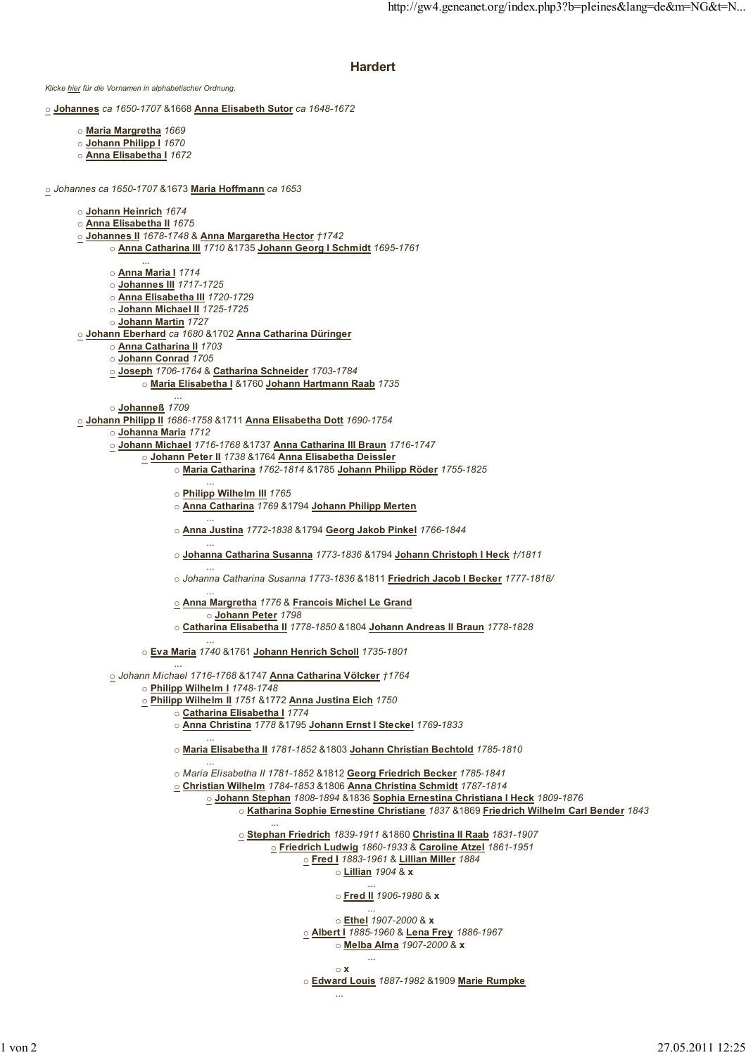# Hardert

*Klicke hier für die Vornamen in alphabetischer Ordnung.*

- **Johannes** *ca 1650-1707* &1668 **Anna Elisabeth Sutor** *ca 1648-1672*
  - **Maria Margretha** *1669*
  - **Johann Philipp I** *1670*
  - **Anna Elisabetha I** *1672*

- *Johannes ca 1650-1707* &1673 **Maria Hoffmann** *ca 1653*
  - **Johann Heinrich** *1674*
  - **Anna Elisabetha II** *1675*
  - **Johannes II** *1678-1748* & **Anna Margaretha Hector** *†1742*
    - **Anna Catharina III** *1710* &1735 **Johann Georg I Schmidt** *1695-1761*
      - ...
    - **Anna Maria I** *1714*
    - **Johannes III** *1717-1725*
    - **Anna Elisabetha III** *1720-1729*
    - **Johann Michael II** *1725-1725*
    - **Johann Martin** *1727*
  - **Johann Eberhard** *ca 1680* &1702 **Anna Catharina Düringer**
    - **Anna Catharina II** *1703*
    - **Johann Conrad** *1705*
    - **Joseph** *1706-1764* & **Catharina Schneider** *1703-1784*
      - **Maria Elisabetha I** &1760 **Johann Hartmann Raab** *1735*
        - ...
    - **Johanneß** *1709*
  - **Johann Philipp II** *1686-1758* &1711 **Anna Elisabetha Dott** *1690-1754*
    - **Johanna Maria** *1712*
    - **Johann Michael** *1716-1768* &1737 **Anna Catharina III Braun** *1716-1747*
      - **Johann Peter II** *1738* &1764 **Anna Elisabetha Deissler**
        - **Maria Catharina** *1762-1814* &1785 **Johann Philipp Röder** *1755-1825*
          - ...
        - **Philipp Wilhelm III** *1765*
        - **Anna Catharina** *1769* &1794 **Johann Philipp Merten**
          - ...
        - **Anna Justina** *1772-1838* &1794 **Georg Jakob Pinkel** *1766-1844*
          - ...
        - **Johanna Catharina Susanna** *1773-1836* &1794 **Johann Christoph I Heck** *†/1811*
          - ...
        - *Johanna Catharina Susanna 1773-1836* &1811 **Friedrich Jacob I Becker** *1777-1818/*
          - ...
        - **Anna Margretha** *1776* & **Francois Michel Le Grand**
          - **Johann Peter** *1798*
        - **Catharina Elisabetha II** *1778-1850* &1804 **Johann Andreas II Braun** *1778-1828*
          - ...
      - **Eva Maria** *1740* &1761 **Johann Henrich Scholl** *1735-1801*
        - ...
    - *Johann Michael 1716-1768* &1747 **Anna Catharina Völcker** *†1764*
      - **Philipp Wilhelm I** *1748-1748*
      - **Philipp Wilhelm II** *1751* &1772 **Anna Justina Eich** *1750*
        - **Catharina Elisabetha I** *1774*
        - **Anna Christina** *1778* &1795 **Johann Ernst I Steckel** *1769-1833*
          - ...
        - **Maria Elisabetha II** *1781-1852* &1803 **Johann Christian Bechtold** *1785-1810*
          - ...
        - *Maria Elisabetha II 1781-1852* &1812 **Georg Friedrich Becker** *1785-1841*
        - **Christian Wilhelm** *1784-1853* &1806 **Anna Christina Schmidt** *1787-1814*
          - **Johann Stephan** *1808-1894* &1836 **Sophia Ernestina Christiana I Heck** *1809-1876*
            - **Katharina Sophie Ernestine Christiane** *1837* &1869 **Friedrich Wilhelm Carl Bender** *1843*
              - ...
            - **Stephan Friedrich** *1839-1911* &1860 **Christina II Raab** *1831-1907*
              - **Friedrich Ludwig** *1860-1933* & **Caroline Atzel** *1861-1951*
                - **Fred I** *1883-1961* & **Lillian Miller** *1884*
                  - **Lillian** *1904* & **x**
                    - ...
                  - **Fred II** *1906-1980* & **x**
                    - ...
                  - **Ethel** *1907-2000* & **x**
                - **Albert I** *1885-1960* & **Lena Frey** *1886-1967*
                  - **Melba Alma** *1907-2000* & **x**
                    - ...
                  - **x**
                - **Edward Louis** *1887-1982* &1909 **Marie Rumpke**
                  - ...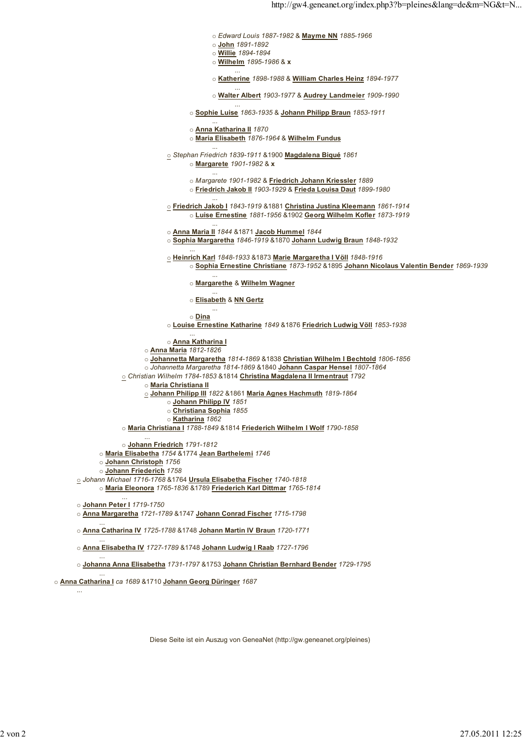- *Edward Louis 1887-1982* & **Mayme NN** *1885-1966*
- **John** *1891-1892*
- **Willie** *1894-1894*
- **Wilhelm** *1895-1986* & **x**
  ...
- **Katherine** *1898-1988* & **William Charles Heinz** *1894-1977*
  ...
- **Walter Albert** *1903-1977* & **Audrey Landmeier** *1909-1990*
  ...

- **Sophie Luise** *1863-1935* & **Johann Philipp Braun** *1853-1911*
  ...
- **Anna Katharina II** *1870*
- **Maria Elisabeth** *1876-1964* & **Wilhelm Fundus**
  ...

- *Stephan Friedrich 1839-1911* &1900 **Magdalena Biqué** *1861*
  - **Margarete** *1901-1982* & **x**
    ...
  - *Margarete 1901-1982* & **Friedrich Johann Kriessler** *1889*
  - **Friedrich Jakob II** *1903-1929* & **Frieda Louisa Daut** *1899-1980*
    ...
- **Friedrich Jakob I** *1843-1919* &1881 **Christina Justina Kleemann** *1861-1914*
  - **Luise Ernestine** *1881-1956* &1902 **Georg Wilhelm Kofler** *1873-1919*
    ...
- **Anna Maria II** *1844* &1871 **Jacob Hummel** *1844*
- **Sophia Margaretha** *1846-1919* &1870 **Johann Ludwig Braun** *1848-1932*
  ...
- **Heinrich Karl** *1848-1933* &1873 **Marie Margaretha I Völl** *1848-1916*
  - **Sophia Ernestine Christiane** *1873-1952* &1895 **Johann Nicolaus Valentin Bender** *1869-1939*
    ...
  - **Margarethe** & **Wilhelm Wagner**
    ...
  - **Elisabeth** & **NN Gertz**
    ...
  - **Dina**
- **Louise Ernestine Katharine** *1849* &1876 **Friedrich Ludwig Völl** *1853-1938*
  ...
- **Anna Katharina I**

- **Anna Maria** *1812-1826*
- **Johannetta Margaretha** *1814-1869* &1838 **Christian Wilhelm I Bechtold** *1806-1856*
- *Johannetta Margaretha 1814-1869* &1840 **Johann Caspar Hensel** *1807-1864*

- *Christian Wilhelm 1784-1853* &1814 **Christina Magdalena II Irmentraut** *1792*
  - **Maria Christiana II**
  - **Johann Philipp III** *1822* &1861 **Maria Agnes Hachmuth** *1819-1864*
    - **Johann Philipp IV** *1851*
    - **Christiana Sophia** *1855*
    - **Katharina** *1862*
- **Maria Christiana I** *1788-1849* &1814 **Friederich Wilhelm I Wolf** *1790-1858*
  ...
- **Johann Friedrich** *1791-1812*

- **Maria Elisabetha** *1754* &1774 **Jean Barthelemi** *1746*
- **Johann Christoph** *1756*
- **Johann Friederich** *1758*

- *Johann Michael 1716-1768* &1764 **Ursula Elisabetha Fischer** *1740-1818*
  - **Maria Eleonora** *1765-1836* &1789 **Friederich Karl Dittmar** *1765-1814*
    ...
- **Johann Peter I** *1719-1750*
- **Anna Margaretha** *1721-1789* &1747 **Johann Conrad Fischer** *1715-1798*
  ...
- **Anna Catharina IV** *1725-1788* &1748 **Johann Martin IV Braun** *1720-1771*
  ...
- **Anna Elisabetha IV** *1727-1789* &1748 **Johann Ludwig I Raab** *1727-1796*
  ...
- **Johanna Anna Elisabetha** *1731-1797* &1753 **Johann Christian Bernhard Bender** *1729-1795*
  ...

- **Anna Catharina I** *ca 1689* &1710 **Johann Georg Düringer** *1687*
  ...

Diese Seite ist ein Auszug von GeneaNet (http://gw.geneanet.org/pleines)